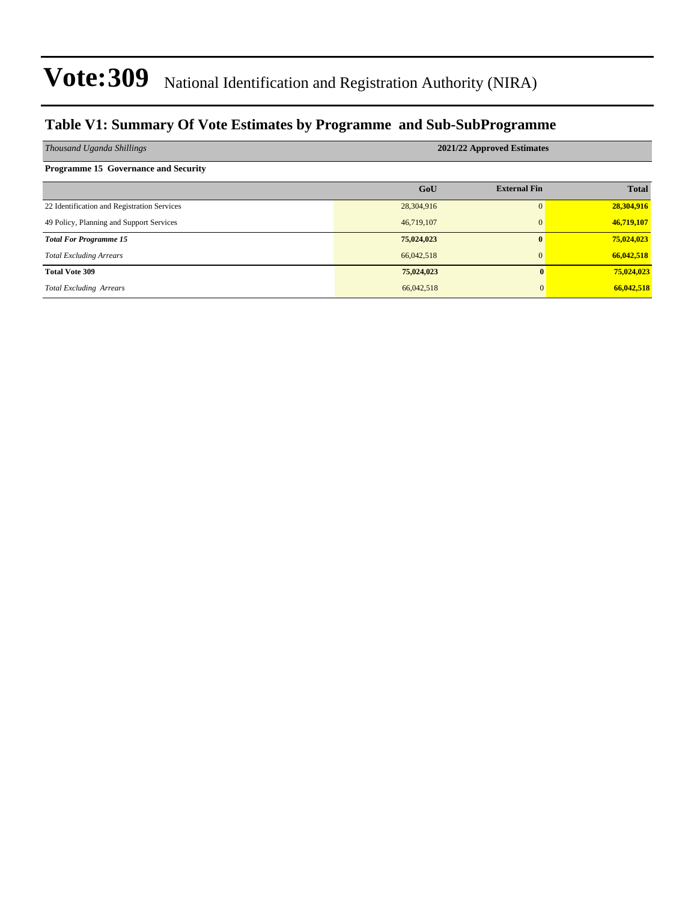# Vote:309 National Identification and Registration Authority (NIRA)

## Table V1: Summary Of Vote Estimates by Programme and Sub-SubProgramme

| *Thousand Uganda Shillings* | 2021/22 Approved Estimates | | |
|---|---|---|---|
| **Programme 15 Governance and Security** | | | |
| | **GoU** | **External Fin** | **Total** |
| 22 Identification and Registration Services | 28,304,916 | 0 | **28,304,916** |
| 49 Policy, Planning and Support Services | 46,719,107 | 0 | **46,719,107** |
| ***Total For Programme 15*** | **75,024,023** | **0** | **75,024,023** |
| *Total Excluding Arrears* | 66,042,518 | 0 | **66,042,518** |
| **Total Vote 309** | **75,024,023** | **0** | **75,024,023** |
| *Total Excluding Arrears* | 66,042,518 | 0 | **66,042,518** |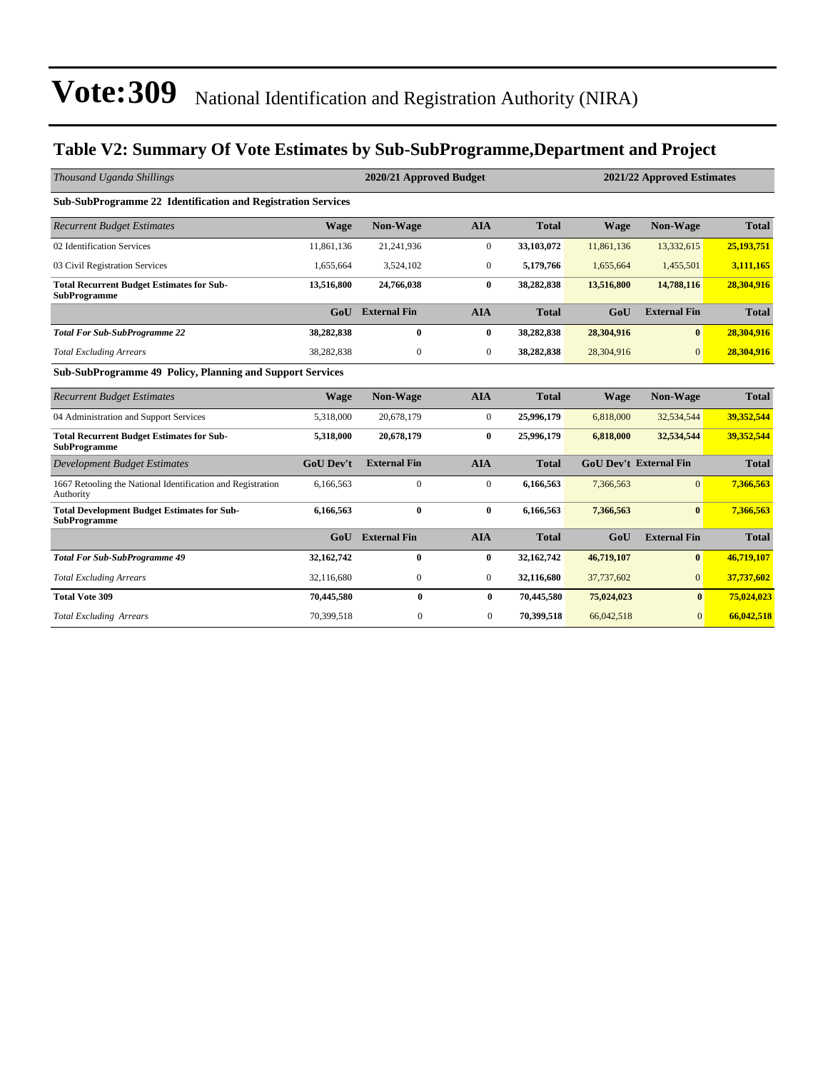# Vote:309 National Identification and Registration Authority (NIRA)

## Table V2: Summary Of Vote Estimates by Sub-SubProgramme,Department and Project

| *Thousand Uganda Shillings* | 2020/21 Approved Budget | | | | 2021/22 Approved Estimates | | |
|---|---|---|---|---|---|---|---|
| **Sub-SubProgramme 22 Identification and Registration Services** | | | | | | | |
| *Recurrent Budget Estimates* | **Wage** | **Non-Wage** | **AIA** | **Total** | **Wage** | **Non-Wage** | **Total** |
| 02 Identification Services | 11,861,136 | 21,241,936 | 0 | **33,103,072** | 11,861,136 | 13,332,615 | **25,193,751** |
| 03 Civil Registration Services | 1,655,664 | 3,524,102 | 0 | **5,179,766** | 1,655,664 | 1,455,501 | **3,111,165** |
| **Total Recurrent Budget Estimates for Sub-SubProgramme** | **13,516,800** | **24,766,038** | **0** | **38,282,838** | **13,516,800** | **14,788,116** | **28,304,916** |
| | **GoU** | **External Fin** | **AIA** | **Total** | **GoU** | **External Fin** | **Total** |
| ***Total For Sub-SubProgramme 22*** | **38,282,838** | **0** | **0** | **38,282,838** | **28,304,916** | **0** | **28,304,916** |
| *Total Excluding Arrears* | 38,282,838 | 0 | 0 | **38,282,838** | 28,304,916 | 0 | **28,304,916** |
| **Sub-SubProgramme 49 Policy, Planning and Support Services** | | | | | | | |
| *Recurrent Budget Estimates* | **Wage** | **Non-Wage** | **AIA** | **Total** | **Wage** | **Non-Wage** | **Total** |
| 04 Administration and Support Services | 5,318,000 | 20,678,179 | 0 | **25,996,179** | 6,818,000 | 32,534,544 | **39,352,544** |
| **Total Recurrent Budget Estimates for Sub-SubProgramme** | **5,318,000** | **20,678,179** | **0** | **25,996,179** | **6,818,000** | **32,534,544** | **39,352,544** |
| *Development Budget Estimates* | **GoU Dev't** | **External Fin** | **AIA** | **Total** | **GoU Dev't** | **External Fin** | **Total** |
| 1667 Retooling the National Identification and Registration Authority | 6,166,563 | 0 | 0 | **6,166,563** | 7,366,563 | 0 | **7,366,563** |
| **Total Development Budget Estimates for Sub-SubProgramme** | **6,166,563** | **0** | **0** | **6,166,563** | **7,366,563** | **0** | **7,366,563** |
| | **GoU** | **External Fin** | **AIA** | **Total** | **GoU** | **External Fin** | **Total** |
| ***Total For Sub-SubProgramme 49*** | **32,162,742** | **0** | **0** | **32,162,742** | **46,719,107** | **0** | **46,719,107** |
| *Total Excluding Arrears* | 32,116,680 | 0 | 0 | **32,116,680** | 37,737,602 | 0 | **37,737,602** |
| **Total Vote 309** | **70,445,580** | **0** | **0** | **70,445,580** | **75,024,023** | **0** | **75,024,023** |
| *Total Excluding Arrears* | 70,399,518 | 0 | 0 | **70,399,518** | 66,042,518 | 0 | **66,042,518** |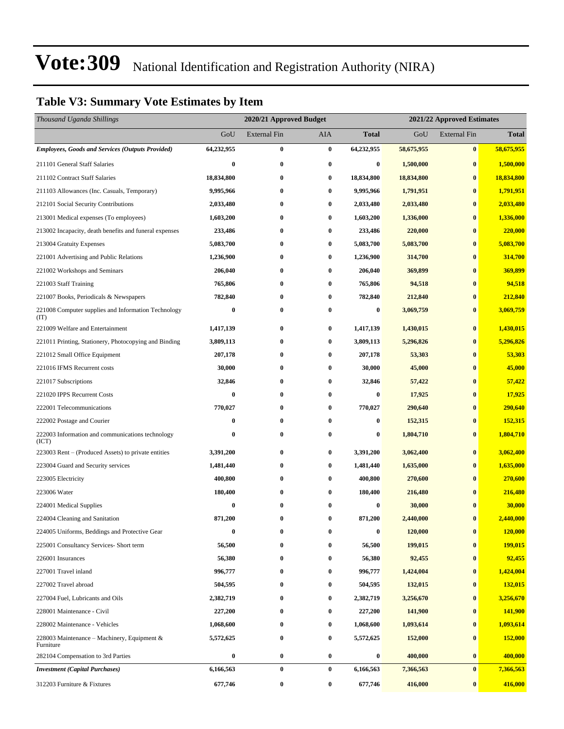# Vote:309 National Identification and Registration Authority (NIRA)

## Table V3: Summary Vote Estimates by Item

| *Thousand Uganda Shillings* | 2020/21 Approved Budget | | | | 2021/22 Approved Estimates | | |
|---|---|---|---|---|---|---|---|
| | GoU | External Fin | AIA | **Total** | GoU | External Fin | **Total** |
| ***Employees, Goods and Services (Outputs Provided)*** | **64,232,955** | **0** | **0** | **64,232,955** | **58,675,955** | **0** | **58,675,955** |
| 211101 General Staff Salaries | **0** | **0** | **0** | **0** | **1,500,000** | **0** | **1,500,000** |
| 211102 Contract Staff Salaries | **18,834,800** | **0** | **0** | **18,834,800** | **18,834,800** | **0** | **18,834,800** |
| 211103 Allowances (Inc. Casuals, Temporary) | **9,995,966** | **0** | **0** | **9,995,966** | **1,791,951** | **0** | **1,791,951** |
| 212101 Social Security Contributions | **2,033,480** | **0** | **0** | **2,033,480** | **2,033,480** | **0** | **2,033,480** |
| 213001 Medical expenses (To employees) | **1,603,200** | **0** | **0** | **1,603,200** | **1,336,000** | **0** | **1,336,000** |
| 213002 Incapacity, death benefits and funeral expenses | **233,486** | **0** | **0** | **233,486** | **220,000** | **0** | **220,000** |
| 213004 Gratuity Expenses | **5,083,700** | **0** | **0** | **5,083,700** | **5,083,700** | **0** | **5,083,700** |
| 221001 Advertising and Public Relations | **1,236,900** | **0** | **0** | **1,236,900** | **314,700** | **0** | **314,700** |
| 221002 Workshops and Seminars | **206,040** | **0** | **0** | **206,040** | **369,899** | **0** | **369,899** |
| 221003 Staff Training | **765,806** | **0** | **0** | **765,806** | **94,518** | **0** | **94,518** |
| 221007 Books, Periodicals & Newspapers | **782,840** | **0** | **0** | **782,840** | **212,840** | **0** | **212,840** |
| 221008 Computer supplies and Information Technology (IT) | **0** | **0** | **0** | **0** | **3,069,759** | **0** | **3,069,759** |
| 221009 Welfare and Entertainment | **1,417,139** | **0** | **0** | **1,417,139** | **1,430,015** | **0** | **1,430,015** |
| 221011 Printing, Stationery, Photocopying and Binding | **3,809,113** | **0** | **0** | **3,809,113** | **5,296,826** | **0** | **5,296,826** |
| 221012 Small Office Equipment | **207,178** | **0** | **0** | **207,178** | **53,303** | **0** | **53,303** |
| 221016 IFMS Recurrent costs | **30,000** | **0** | **0** | **30,000** | **45,000** | **0** | **45,000** |
| 221017 Subscriptions | **32,846** | **0** | **0** | **32,846** | **57,422** | **0** | **57,422** |
| 221020 IPPS Recurrent Costs | **0** | **0** | **0** | **0** | **17,925** | **0** | **17,925** |
| 222001 Telecommunications | **770,027** | **0** | **0** | **770,027** | **290,640** | **0** | **290,640** |
| 222002 Postage and Courier | **0** | **0** | **0** | **0** | **152,315** | **0** | **152,315** |
| 222003 Information and communications technology (ICT) | **0** | **0** | **0** | **0** | **1,804,710** | **0** | **1,804,710** |
| 223003 Rent – (Produced Assets) to private entities | **3,391,200** | **0** | **0** | **3,391,200** | **3,062,400** | **0** | **3,062,400** |
| 223004 Guard and Security services | **1,481,440** | **0** | **0** | **1,481,440** | **1,635,000** | **0** | **1,635,000** |
| 223005 Electricity | **400,800** | **0** | **0** | **400,800** | **270,600** | **0** | **270,600** |
| 223006 Water | **180,400** | **0** | **0** | **180,400** | **216,480** | **0** | **216,480** |
| 224001 Medical Supplies | **0** | **0** | **0** | **0** | **30,000** | **0** | **30,000** |
| 224004 Cleaning and Sanitation | **871,200** | **0** | **0** | **871,200** | **2,440,000** | **0** | **2,440,000** |
| 224005 Uniforms, Beddings and Protective Gear | **0** | **0** | **0** | **0** | **120,000** | **0** | **120,000** |
| 225001 Consultancy Services- Short term | **56,500** | **0** | **0** | **56,500** | **199,015** | **0** | **199,015** |
| 226001 Insurances | **56,380** | **0** | **0** | **56,380** | **92,455** | **0** | **92,455** |
| 227001 Travel inland | **996,777** | **0** | **0** | **996,777** | **1,424,004** | **0** | **1,424,004** |
| 227002 Travel abroad | **504,595** | **0** | **0** | **504,595** | **132,015** | **0** | **132,015** |
| 227004 Fuel, Lubricants and Oils | **2,382,719** | **0** | **0** | **2,382,719** | **3,256,670** | **0** | **3,256,670** |
| 228001 Maintenance - Civil | **227,200** | **0** | **0** | **227,200** | **141,900** | **0** | **141,900** |
| 228002 Maintenance - Vehicles | **1,068,600** | **0** | **0** | **1,068,600** | **1,093,614** | **0** | **1,093,614** |
| 228003 Maintenance – Machinery, Equipment & Furniture | **5,572,625** | **0** | **0** | **5,572,625** | **152,000** | **0** | **152,000** |
| 282104 Compensation to 3rd Parties | **0** | **0** | **0** | **0** | **400,000** | **0** | **400,000** |
| ***Investment (Capital Purchases)*** | **6,166,563** | **0** | **0** | **6,166,563** | **7,366,563** | **0** | **7,366,563** |
| 312203 Furniture & Fixtures | **677,746** | **0** | **0** | **677,746** | **416,000** | **0** | **416,000** |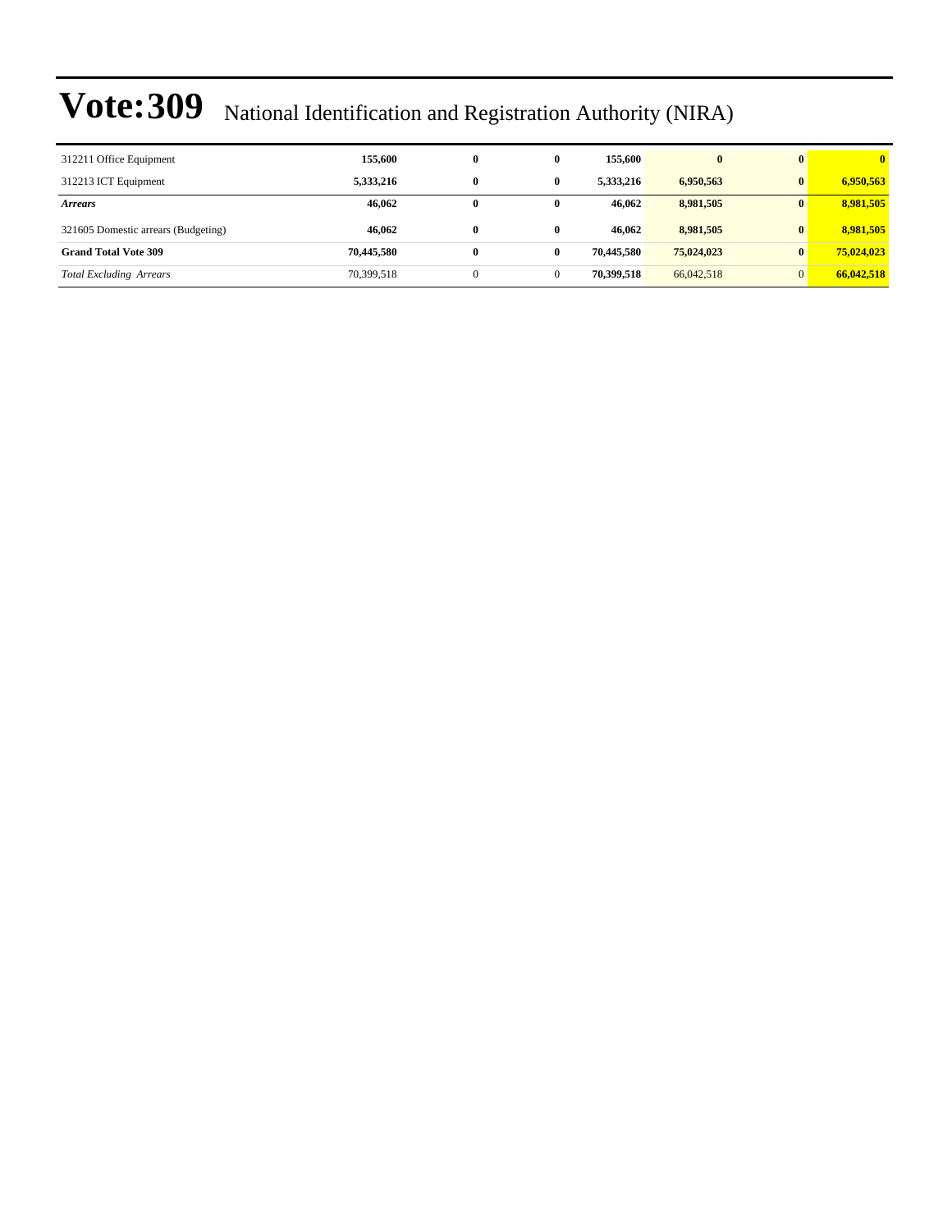# Vote:309 National Identification and Registration Authority (NIRA)

| | | | | | | | |
|---|---|---|---|---|---|---|---|
| 312211 Office Equipment | **155,600** | **0** | **0** | **155,600** | **0** | **0** | **0** |
| 312213 ICT Equipment | **5,333,216** | **0** | **0** | **5,333,216** | **6,950,563** | **0** | **6,950,563** |
| ***Arrears*** | **46,062** | **0** | **0** | **46,062** | **8,981,505** | **0** | **8,981,505** |
| 321605 Domestic arrears (Budgeting) | **46,062** | **0** | **0** | **46,062** | **8,981,505** | **0** | **8,981,505** |
| **Grand Total Vote 309** | **70,445,580** | **0** | **0** | **70,445,580** | **75,024,023** | **0** | **75,024,023** |
| *Total Excluding Arrears* | 70,399,518 | 0 | 0 | **70,399,518** | 66,042,518 | 0 | **66,042,518** |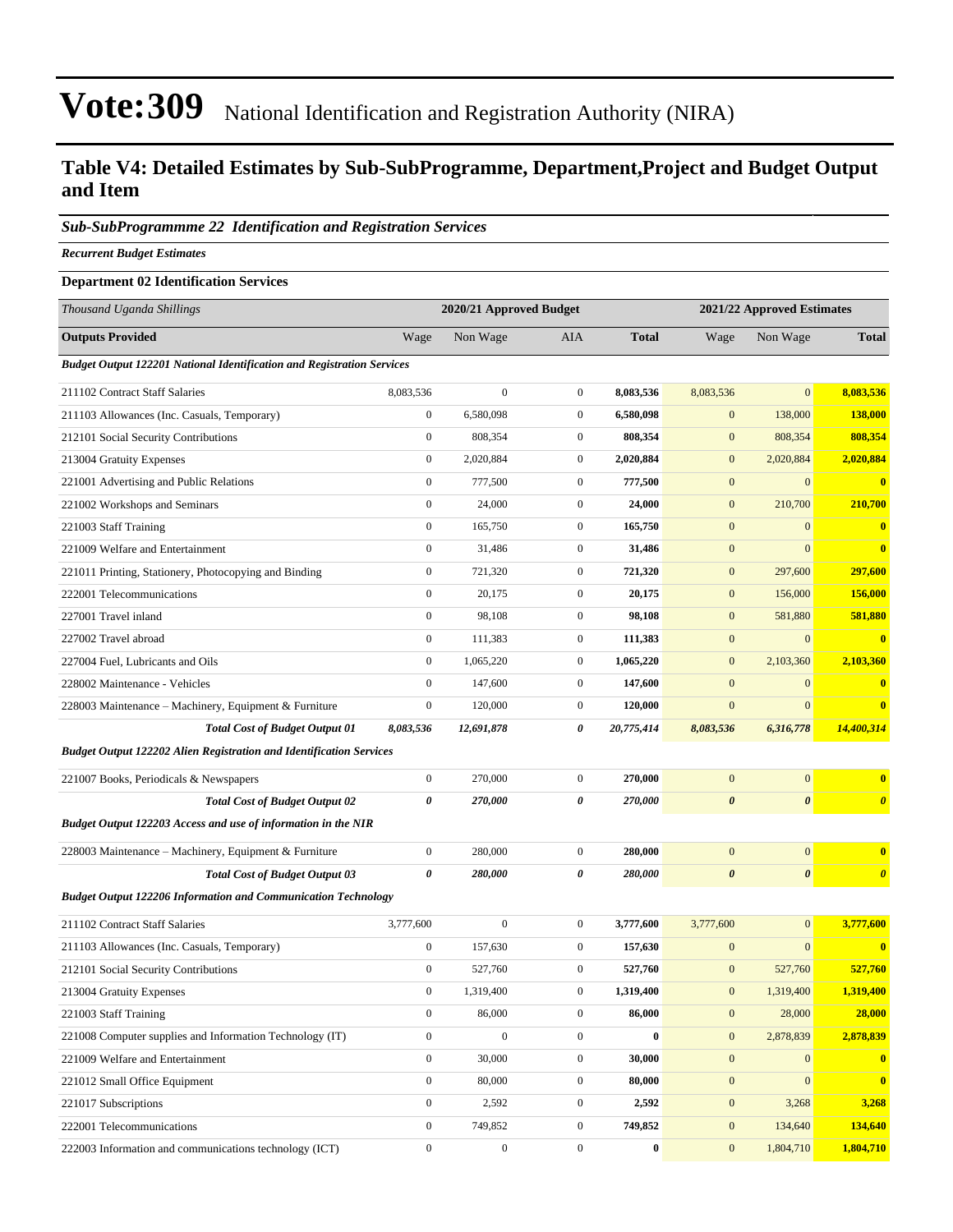# Vote:309 National Identification and Registration Authority (NIRA)

## Table V4: Detailed Estimates by Sub-SubProgramme, Department,Project and Budget Output and Item

### *Sub-SubProgrammme 22 Identification and Registration Services*

***Recurrent Budget Estimates***

**Department 02 Identification Services**

| *Thousand Uganda Shillings* | 2020/21 Approved Budget | | | | 2021/22 Approved Estimates | | |
|---|---|---|---|---|---|---|---|
| **Outputs Provided** | Wage | Non Wage | AIA | **Total** | Wage | Non Wage | **Total** |
| ***Budget Output 122201 National Identification and Registration Services*** | | | | | | | |
| 211102 Contract Staff Salaries | 8,083,536 | 0 | 0 | **8,083,536** | 8,083,536 | 0 | **8,083,536** |
| 211103 Allowances (Inc. Casuals, Temporary) | 0 | 6,580,098 | 0 | **6,580,098** | 0 | 138,000 | **138,000** |
| 212101 Social Security Contributions | 0 | 808,354 | 0 | **808,354** | 0 | 808,354 | **808,354** |
| 213004 Gratuity Expenses | 0 | 2,020,884 | 0 | **2,020,884** | 0 | 2,020,884 | **2,020,884** |
| 221001 Advertising and Public Relations | 0 | 777,500 | 0 | **777,500** | 0 | 0 | **0** |
| 221002 Workshops and Seminars | 0 | 24,000 | 0 | **24,000** | 0 | 210,700 | **210,700** |
| 221003 Staff Training | 0 | 165,750 | 0 | **165,750** | 0 | 0 | **0** |
| 221009 Welfare and Entertainment | 0 | 31,486 | 0 | **31,486** | 0 | 0 | **0** |
| 221011 Printing, Stationery, Photocopying and Binding | 0 | 721,320 | 0 | **721,320** | 0 | 297,600 | **297,600** |
| 222001 Telecommunications | 0 | 20,175 | 0 | **20,175** | 0 | 156,000 | **156,000** |
| 227001 Travel inland | 0 | 98,108 | 0 | **98,108** | 0 | 581,880 | **581,880** |
| 227002 Travel abroad | 0 | 111,383 | 0 | **111,383** | 0 | 0 | **0** |
| 227004 Fuel, Lubricants and Oils | 0 | 1,065,220 | 0 | **1,065,220** | 0 | 2,103,360 | **2,103,360** |
| 228002 Maintenance - Vehicles | 0 | 147,600 | 0 | **147,600** | 0 | 0 | **0** |
| 228003 Maintenance – Machinery, Equipment & Furniture | 0 | 120,000 | 0 | **120,000** | 0 | 0 | **0** |
| ***Total Cost of Budget Output 01*** | ***8,083,536*** | ***12,691,878*** | ***0*** | ***20,775,414*** | ***8,083,536*** | ***6,316,778*** | ***14,400,314*** |
| ***Budget Output 122202 Alien Registration and Identification Services*** | | | | | | | |
| 221007 Books, Periodicals & Newspapers | 0 | 270,000 | 0 | **270,000** | 0 | 0 | **0** |
| ***Total Cost of Budget Output 02*** | ***0*** | ***270,000*** | ***0*** | ***270,000*** | ***0*** | ***0*** | ***0*** |
| ***Budget Output 122203 Access and use of information in the NIR*** | | | | | | | |
| 228003 Maintenance – Machinery, Equipment & Furniture | 0 | 280,000 | 0 | **280,000** | 0 | 0 | **0** |
| ***Total Cost of Budget Output 03*** | ***0*** | ***280,000*** | ***0*** | ***280,000*** | ***0*** | ***0*** | ***0*** |
| ***Budget Output 122206 Information and Communication Technology*** | | | | | | | |
| 211102 Contract Staff Salaries | 3,777,600 | 0 | 0 | **3,777,600** | 3,777,600 | 0 | **3,777,600** |
| 211103 Allowances (Inc. Casuals, Temporary) | 0 | 157,630 | 0 | **157,630** | 0 | 0 | **0** |
| 212101 Social Security Contributions | 0 | 527,760 | 0 | **527,760** | 0 | 527,760 | **527,760** |
| 213004 Gratuity Expenses | 0 | 1,319,400 | 0 | **1,319,400** | 0 | 1,319,400 | **1,319,400** |
| 221003 Staff Training | 0 | 86,000 | 0 | **86,000** | 0 | 28,000 | **28,000** |
| 221008 Computer supplies and Information Technology (IT) | 0 | 0 | 0 | **0** | 0 | 2,878,839 | **2,878,839** |
| 221009 Welfare and Entertainment | 0 | 30,000 | 0 | **30,000** | 0 | 0 | **0** |
| 221012 Small Office Equipment | 0 | 80,000 | 0 | **80,000** | 0 | 0 | **0** |
| 221017 Subscriptions | 0 | 2,592 | 0 | **2,592** | 0 | 3,268 | **3,268** |
| 222001 Telecommunications | 0 | 749,852 | 0 | **749,852** | 0 | 134,640 | **134,640** |
| 222003 Information and communications technology (ICT) | 0 | 0 | 0 | **0** | 0 | 1,804,710 | **1,804,710** |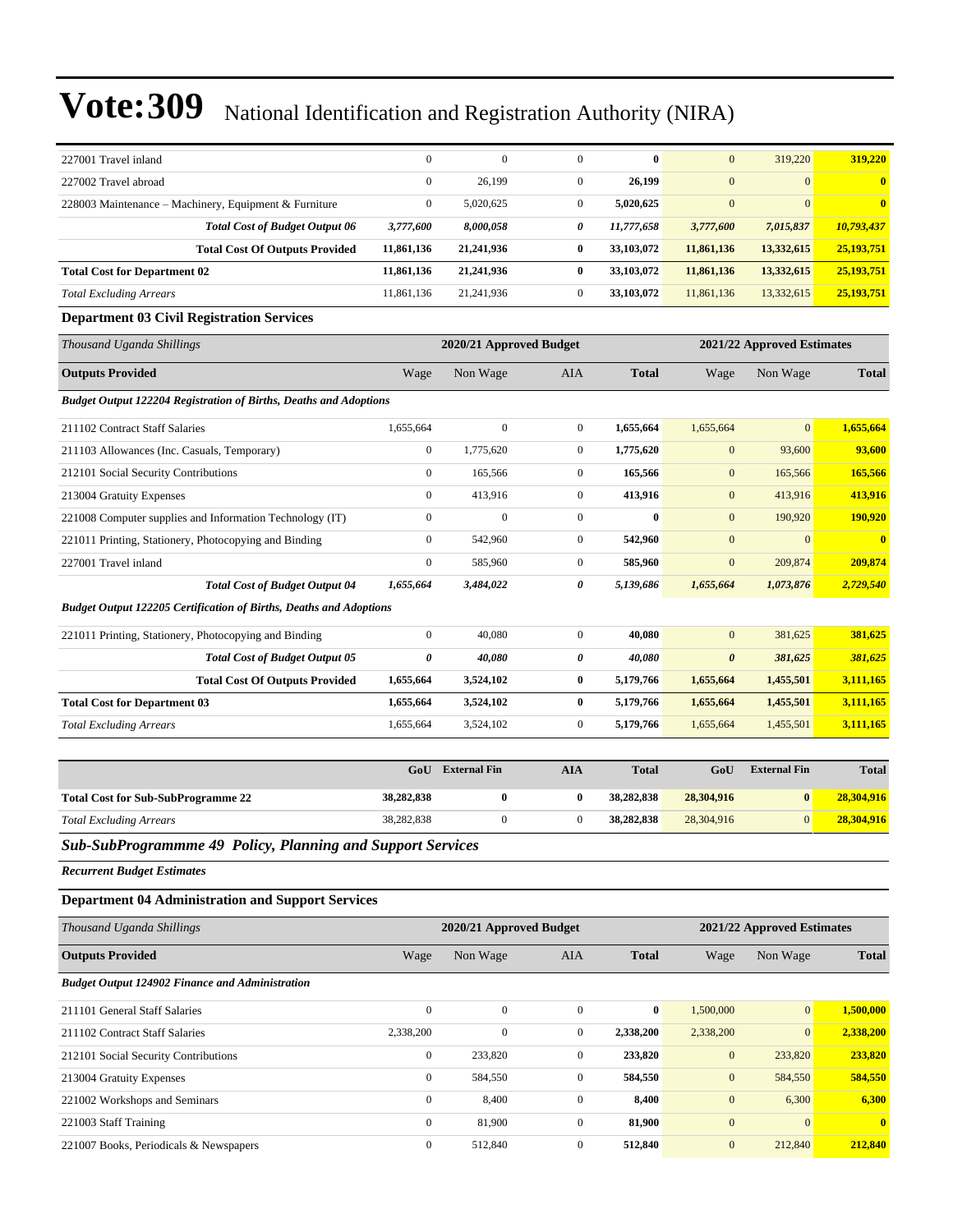| | | | | | | | |
|---|---|---|---|---|---|---|---|
| 227001 Travel inland | 0 | 0 | 0 | **0** | 0 | 319,220 | **319,220** |
| 227002 Travel abroad | 0 | 26,199 | 0 | **26,199** | 0 | 0 | **0** |
| 228003 Maintenance – Machinery, Equipment & Furniture | 0 | 5,020,625 | 0 | **5,020,625** | 0 | 0 | **0** |
| ***Total Cost of Budget Output 06*** | ***3,777,600*** | ***8,000,058*** | ***0*** | ***11,777,658*** | ***3,777,600*** | ***7,015,837*** | ***10,793,437*** |
| **Total Cost Of Outputs Provided** | **11,861,136** | **21,241,936** | **0** | **33,103,072** | **11,861,136** | **13,332,615** | **25,193,751** |
| **Total Cost for Department 02** | **11,861,136** | **21,241,936** | **0** | **33,103,072** | **11,861,136** | **13,332,615** | **25,193,751** |
| *Total Excluding Arrears* | 11,861,136 | 21,241,936 | 0 | **33,103,072** | 11,861,136 | 13,332,615 | **25,193,751** |

### Department 03 Civil Registration Services

| *Thousand Uganda Shillings* | 2020/21 Approved Budget | | | | 2021/22 Approved Estimates | | |
|---|---|---|---|---|---|---|---|
| **Outputs Provided** | Wage | Non Wage | AIA | **Total** | Wage | Non Wage | **Total** |
| ***Budget Output 122204 Registration of Births, Deaths and Adoptions*** | | | | | | | |
| 211102 Contract Staff Salaries | 1,655,664 | 0 | 0 | **1,655,664** | 1,655,664 | 0 | **1,655,664** |
| 211103 Allowances (Inc. Casuals, Temporary) | 0 | 1,775,620 | 0 | **1,775,620** | 0 | 93,600 | **93,600** |
| 212101 Social Security Contributions | 0 | 165,566 | 0 | **165,566** | 0 | 165,566 | **165,566** |
| 213004 Gratuity Expenses | 0 | 413,916 | 0 | **413,916** | 0 | 413,916 | **413,916** |
| 221008 Computer supplies and Information Technology (IT) | 0 | 0 | 0 | **0** | 0 | 190,920 | **190,920** |
| 221011 Printing, Stationery, Photocopying and Binding | 0 | 542,960 | 0 | **542,960** | 0 | 0 | **0** |
| 227001 Travel inland | 0 | 585,960 | 0 | **585,960** | 0 | 209,874 | **209,874** |
| ***Total Cost of Budget Output 04*** | ***1,655,664*** | ***3,484,022*** | ***0*** | ***5,139,686*** | ***1,655,664*** | ***1,073,876*** | ***2,729,540*** |
| ***Budget Output 122205 Certification of Births, Deaths and Adoptions*** | | | | | | | |
| 221011 Printing, Stationery, Photocopying and Binding | 0 | 40,080 | 0 | **40,080** | 0 | 381,625 | **381,625** |
| ***Total Cost of Budget Output 05*** | ***0*** | ***40,080*** | ***0*** | ***40,080*** | ***0*** | ***381,625*** | ***381,625*** |
| **Total Cost Of Outputs Provided** | **1,655,664** | **3,524,102** | **0** | **5,179,766** | **1,655,664** | **1,455,501** | **3,111,165** |
| **Total Cost for Department 03** | **1,655,664** | **3,524,102** | **0** | **5,179,766** | **1,655,664** | **1,455,501** | **3,111,165** |
| *Total Excluding Arrears* | 1,655,664 | 3,524,102 | 0 | **5,179,766** | 1,655,664 | 1,455,501 | **3,111,165** |

| | GoU | External Fin | AIA | Total | GoU | External Fin | Total |
|---|---|---|---|---|---|---|---|
| **Total Cost for Sub-SubProgramme 22** | **38,282,838** | **0** | **0** | **38,282,838** | **28,304,916** | **0** | **28,304,916** |
| *Total Excluding Arrears* | 38,282,838 | 0 | 0 | **38,282,838** | 28,304,916 | 0 | **28,304,916** |

## *Sub-SubProgrammme 49 Policy, Planning and Support Services*

***Recurrent Budget Estimates***

### Department 04 Administration and Support Services

| *Thousand Uganda Shillings* | 2020/21 Approved Budget | | | | 2021/22 Approved Estimates | | |
|---|---|---|---|---|---|---|---|
| **Outputs Provided** | Wage | Non Wage | AIA | **Total** | Wage | Non Wage | **Total** |
| ***Budget Output 124902 Finance and Administration*** | | | | | | | |
| 211101 General Staff Salaries | 0 | 0 | 0 | **0** | 1,500,000 | 0 | **1,500,000** |
| 211102 Contract Staff Salaries | 2,338,200 | 0 | 0 | **2,338,200** | 2,338,200 | 0 | **2,338,200** |
| 212101 Social Security Contributions | 0 | 233,820 | 0 | **233,820** | 0 | 233,820 | **233,820** |
| 213004 Gratuity Expenses | 0 | 584,550 | 0 | **584,550** | 0 | 584,550 | **584,550** |
| 221002 Workshops and Seminars | 0 | 8,400 | 0 | **8,400** | 0 | 6,300 | **6,300** |
| 221003 Staff Training | 0 | 81,900 | 0 | **81,900** | 0 | 0 | **0** |
| 221007 Books, Periodicals & Newspapers | 0 | 512,840 | 0 | **512,840** | 0 | 212,840 | **212,840** |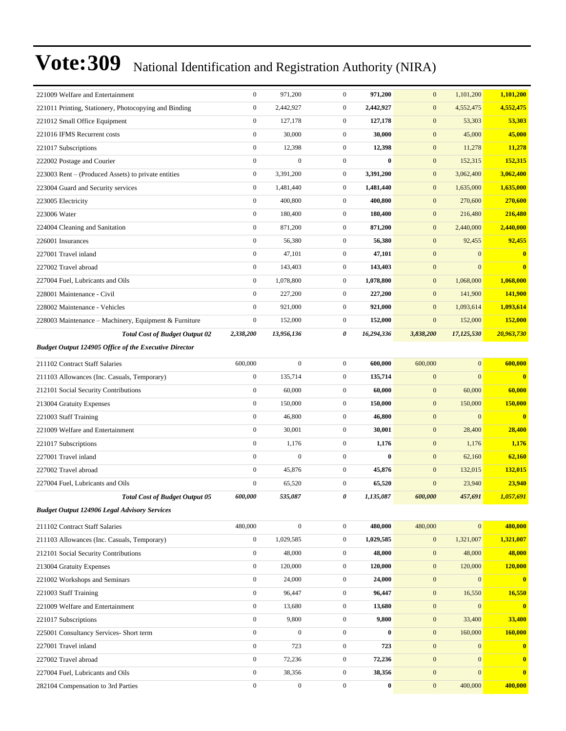# Vote:309 National Identification and Registration Authority (NIRA)

| | | | | | | | |
|---|---|---|---|---|---|---|---|
| 221009 Welfare and Entertainment | 0 | 971,200 | 0 | **971,200** | 0 | 1,101,200 | **1,101,200** |
| 221011 Printing, Stationery, Photocopying and Binding | 0 | 2,442,927 | 0 | **2,442,927** | 0 | 4,552,475 | **4,552,475** |
| 221012 Small Office Equipment | 0 | 127,178 | 0 | **127,178** | 0 | 53,303 | **53,303** |
| 221016 IFMS Recurrent costs | 0 | 30,000 | 0 | **30,000** | 0 | 45,000 | **45,000** |
| 221017 Subscriptions | 0 | 12,398 | 0 | **12,398** | 0 | 11,278 | **11,278** |
| 222002 Postage and Courier | 0 | 0 | 0 | **0** | 0 | 152,315 | **152,315** |
| 223003 Rent – (Produced Assets) to private entities | 0 | 3,391,200 | 0 | **3,391,200** | 0 | 3,062,400 | **3,062,400** |
| 223004 Guard and Security services | 0 | 1,481,440 | 0 | **1,481,440** | 0 | 1,635,000 | **1,635,000** |
| 223005 Electricity | 0 | 400,800 | 0 | **400,800** | 0 | 270,600 | **270,600** |
| 223006 Water | 0 | 180,400 | 0 | **180,400** | 0 | 216,480 | **216,480** |
| 224004 Cleaning and Sanitation | 0 | 871,200 | 0 | **871,200** | 0 | 2,440,000 | **2,440,000** |
| 226001 Insurances | 0 | 56,380 | 0 | **56,380** | 0 | 92,455 | **92,455** |
| 227001 Travel inland | 0 | 47,101 | 0 | **47,101** | 0 | 0 | **0** |
| 227002 Travel abroad | 0 | 143,403 | 0 | **143,403** | 0 | 0 | **0** |
| 227004 Fuel, Lubricants and Oils | 0 | 1,078,800 | 0 | **1,078,800** | 0 | 1,068,000 | **1,068,000** |
| 228001 Maintenance - Civil | 0 | 227,200 | 0 | **227,200** | 0 | 141,900 | **141,900** |
| 228002 Maintenance - Vehicles | 0 | 921,000 | 0 | **921,000** | 0 | 1,093,614 | **1,093,614** |
| 228003 Maintenance – Machinery, Equipment & Furniture | 0 | 152,000 | 0 | **152,000** | 0 | 152,000 | **152,000** |
| ***Total Cost of Budget Output 02*** | ***2,338,200*** | ***13,956,136*** | ***0*** | ***16,294,336*** | ***3,838,200*** | ***17,125,530*** | ***20,963,730*** |
| ***Budget Output 124905 Office of the Executive Director*** | | | | | | | |
| 211102 Contract Staff Salaries | 600,000 | 0 | 0 | **600,000** | 600,000 | 0 | **600,000** |
| 211103 Allowances (Inc. Casuals, Temporary) | 0 | 135,714 | 0 | **135,714** | 0 | 0 | **0** |
| 212101 Social Security Contributions | 0 | 60,000 | 0 | **60,000** | 0 | 60,000 | **60,000** |
| 213004 Gratuity Expenses | 0 | 150,000 | 0 | **150,000** | 0 | 150,000 | **150,000** |
| 221003 Staff Training | 0 | 46,800 | 0 | **46,800** | 0 | 0 | **0** |
| 221009 Welfare and Entertainment | 0 | 30,001 | 0 | **30,001** | 0 | 28,400 | **28,400** |
| 221017 Subscriptions | 0 | 1,176 | 0 | **1,176** | 0 | 1,176 | **1,176** |
| 227001 Travel inland | 0 | 0 | 0 | **0** | 0 | 62,160 | **62,160** |
| 227002 Travel abroad | 0 | 45,876 | 0 | **45,876** | 0 | 132,015 | **132,015** |
| 227004 Fuel, Lubricants and Oils | 0 | 65,520 | 0 | **65,520** | 0 | 23,940 | **23,940** |
| ***Total Cost of Budget Output 05*** | ***600,000*** | ***535,087*** | ***0*** | ***1,135,087*** | ***600,000*** | ***457,691*** | ***1,057,691*** |
| ***Budget Output 124906 Legal Advisory Services*** | | | | | | | |
| 211102 Contract Staff Salaries | 480,000 | 0 | 0 | **480,000** | 480,000 | 0 | **480,000** |
| 211103 Allowances (Inc. Casuals, Temporary) | 0 | 1,029,585 | 0 | **1,029,585** | 0 | 1,321,007 | **1,321,007** |
| 212101 Social Security Contributions | 0 | 48,000 | 0 | **48,000** | 0 | 48,000 | **48,000** |
| 213004 Gratuity Expenses | 0 | 120,000 | 0 | **120,000** | 0 | 120,000 | **120,000** |
| 221002 Workshops and Seminars | 0 | 24,000 | 0 | **24,000** | 0 | 0 | **0** |
| 221003 Staff Training | 0 | 96,447 | 0 | **96,447** | 0 | 16,550 | **16,550** |
| 221009 Welfare and Entertainment | 0 | 13,680 | 0 | **13,680** | 0 | 0 | **0** |
| 221017 Subscriptions | 0 | 9,800 | 0 | **9,800** | 0 | 33,400 | **33,400** |
| 225001 Consultancy Services- Short term | 0 | 0 | 0 | **0** | 0 | 160,000 | **160,000** |
| 227001 Travel inland | 0 | 723 | 0 | **723** | 0 | 0 | **0** |
| 227002 Travel abroad | 0 | 72,236 | 0 | **72,236** | 0 | 0 | **0** |
| 227004 Fuel, Lubricants and Oils | 0 | 38,356 | 0 | **38,356** | 0 | 0 | **0** |
| 282104 Compensation to 3rd Parties | 0 | 0 | 0 | **0** | 0 | 400,000 | **400,000** |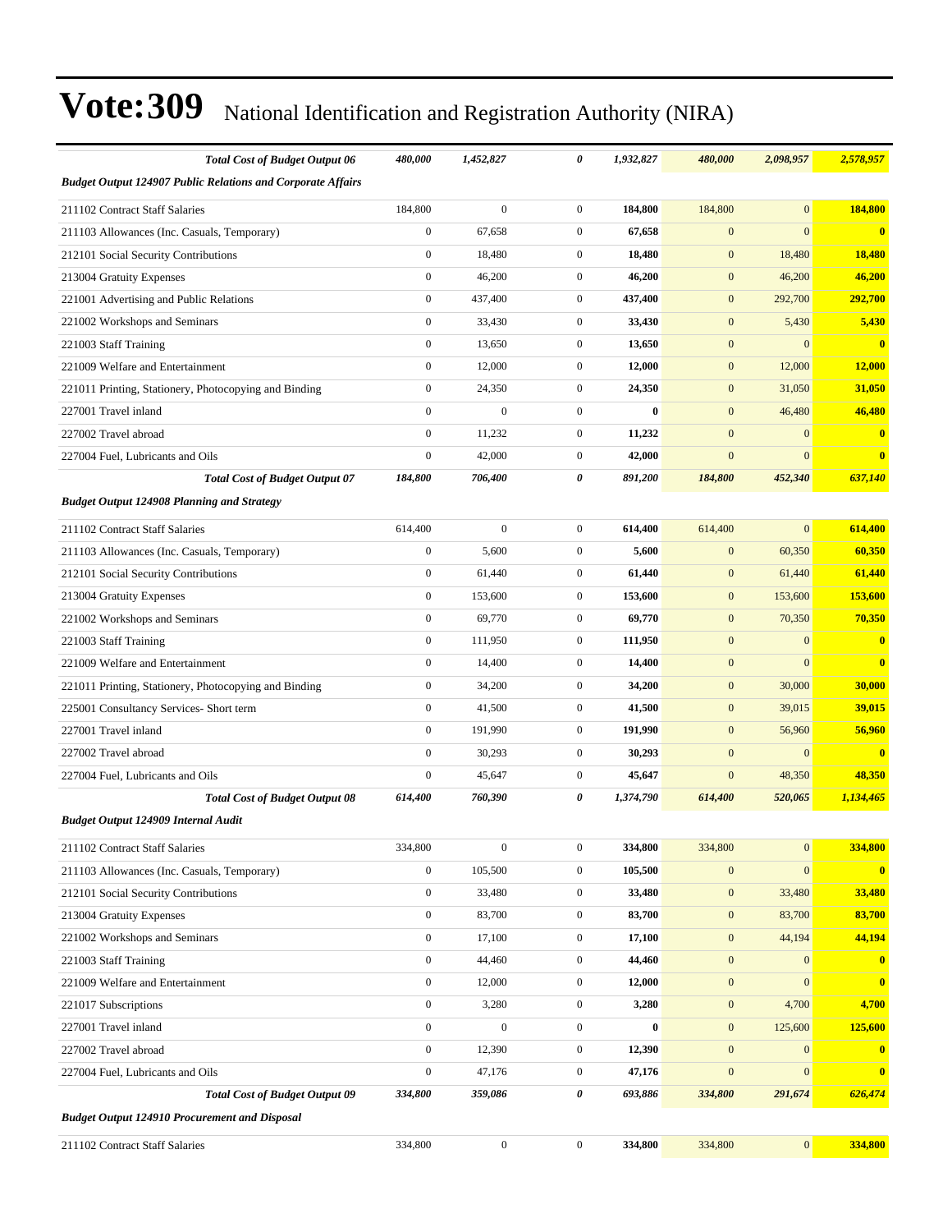# Vote:309 National Identification and Registration Authority (NIRA)

| | | | | | | | |
|---|---|---|---|---|---|---|---|
| ***Total Cost of Budget Output 06*** | ***480,000*** | ***1,452,827*** | ***0*** | ***1,932,827*** | ***480,000*** | ***2,098,957*** | ***2,578,957*** |
| ***Budget Output 124907 Public Relations and Corporate Affairs*** | | | | | | | |
| 211102 Contract Staff Salaries | 184,800 | 0 | 0 | **184,800** | 184,800 | 0 | **184,800** |
| 211103 Allowances (Inc. Casuals, Temporary) | 0 | 67,658 | 0 | **67,658** | 0 | 0 | **0** |
| 212101 Social Security Contributions | 0 | 18,480 | 0 | **18,480** | 0 | 18,480 | **18,480** |
| 213004 Gratuity Expenses | 0 | 46,200 | 0 | **46,200** | 0 | 46,200 | **46,200** |
| 221001 Advertising and Public Relations | 0 | 437,400 | 0 | **437,400** | 0 | 292,700 | **292,700** |
| 221002 Workshops and Seminars | 0 | 33,430 | 0 | **33,430** | 0 | 5,430 | **5,430** |
| 221003 Staff Training | 0 | 13,650 | 0 | **13,650** | 0 | 0 | **0** |
| 221009 Welfare and Entertainment | 0 | 12,000 | 0 | **12,000** | 0 | 12,000 | **12,000** |
| 221011 Printing, Stationery, Photocopying and Binding | 0 | 24,350 | 0 | **24,350** | 0 | 31,050 | **31,050** |
| 227001 Travel inland | 0 | 0 | 0 | **0** | 0 | 46,480 | **46,480** |
| 227002 Travel abroad | 0 | 11,232 | 0 | **11,232** | 0 | 0 | **0** |
| 227004 Fuel, Lubricants and Oils | 0 | 42,000 | 0 | **42,000** | 0 | 0 | **0** |
| ***Total Cost of Budget Output 07*** | ***184,800*** | ***706,400*** | ***0*** | ***891,200*** | ***184,800*** | ***452,340*** | ***637,140*** |
| ***Budget Output 124908 Planning and Strategy*** | | | | | | | |
| 211102 Contract Staff Salaries | 614,400 | 0 | 0 | **614,400** | 614,400 | 0 | **614,400** |
| 211103 Allowances (Inc. Casuals, Temporary) | 0 | 5,600 | 0 | **5,600** | 0 | 60,350 | **60,350** |
| 212101 Social Security Contributions | 0 | 61,440 | 0 | **61,440** | 0 | 61,440 | **61,440** |
| 213004 Gratuity Expenses | 0 | 153,600 | 0 | **153,600** | 0 | 153,600 | **153,600** |
| 221002 Workshops and Seminars | 0 | 69,770 | 0 | **69,770** | 0 | 70,350 | **70,350** |
| 221003 Staff Training | 0 | 111,950 | 0 | **111,950** | 0 | 0 | **0** |
| 221009 Welfare and Entertainment | 0 | 14,400 | 0 | **14,400** | 0 | 0 | **0** |
| 221011 Printing, Stationery, Photocopying and Binding | 0 | 34,200 | 0 | **34,200** | 0 | 30,000 | **30,000** |
| 225001 Consultancy Services- Short term | 0 | 41,500 | 0 | **41,500** | 0 | 39,015 | **39,015** |
| 227001 Travel inland | 0 | 191,990 | 0 | **191,990** | 0 | 56,960 | **56,960** |
| 227002 Travel abroad | 0 | 30,293 | 0 | **30,293** | 0 | 0 | **0** |
| 227004 Fuel, Lubricants and Oils | 0 | 45,647 | 0 | **45,647** | 0 | 48,350 | **48,350** |
| ***Total Cost of Budget Output 08*** | ***614,400*** | ***760,390*** | ***0*** | ***1,374,790*** | ***614,400*** | ***520,065*** | ***1,134,465*** |
| ***Budget Output 124909 Internal Audit*** | | | | | | | |
| 211102 Contract Staff Salaries | 334,800 | 0 | 0 | **334,800** | 334,800 | 0 | **334,800** |
| 211103 Allowances (Inc. Casuals, Temporary) | 0 | 105,500 | 0 | **105,500** | 0 | 0 | **0** |
| 212101 Social Security Contributions | 0 | 33,480 | 0 | **33,480** | 0 | 33,480 | **33,480** |
| 213004 Gratuity Expenses | 0 | 83,700 | 0 | **83,700** | 0 | 83,700 | **83,700** |
| 221002 Workshops and Seminars | 0 | 17,100 | 0 | **17,100** | 0 | 44,194 | **44,194** |
| 221003 Staff Training | 0 | 44,460 | 0 | **44,460** | 0 | 0 | **0** |
| 221009 Welfare and Entertainment | 0 | 12,000 | 0 | **12,000** | 0 | 0 | **0** |
| 221017 Subscriptions | 0 | 3,280 | 0 | **3,280** | 0 | 4,700 | **4,700** |
| 227001 Travel inland | 0 | 0 | 0 | **0** | 0 | 125,600 | **125,600** |
| 227002 Travel abroad | 0 | 12,390 | 0 | **12,390** | 0 | 0 | **0** |
| 227004 Fuel, Lubricants and Oils | 0 | 47,176 | 0 | **47,176** | 0 | 0 | **0** |
| ***Total Cost of Budget Output 09*** | ***334,800*** | ***359,086*** | ***0*** | ***693,886*** | ***334,800*** | ***291,674*** | ***626,474*** |
| ***Budget Output 124910 Procurement and Disposal*** | | | | | | | |
| 211102 Contract Staff Salaries | 334,800 | 0 | 0 | **334,800** | 334,800 | 0 | **334,800** |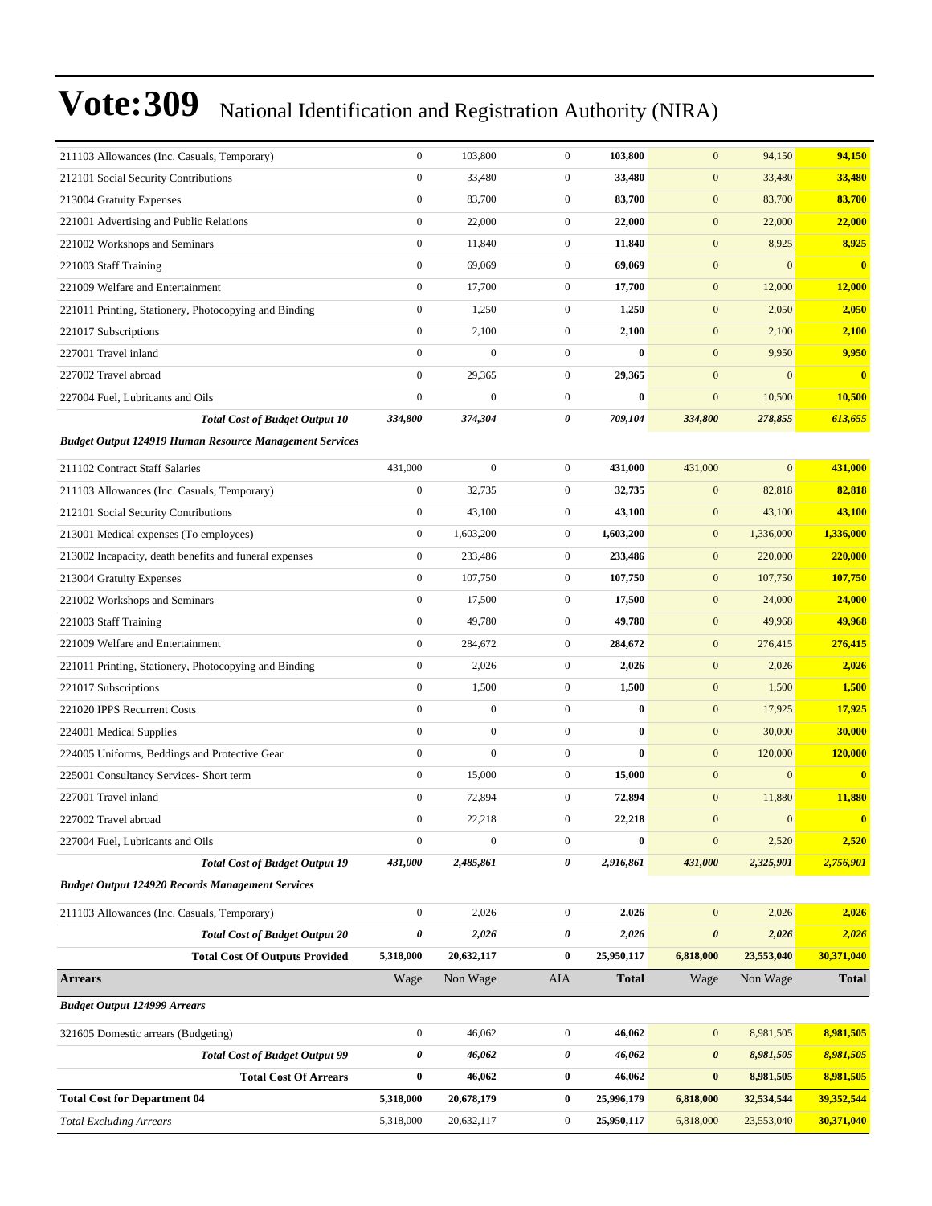# Vote:309 National Identification and Registration Authority (NIRA)

| | | | | | | | |
|---|---|---|---|---|---|---|---|
| 211103 Allowances (Inc. Casuals, Temporary) | 0 | 103,800 | 0 | **103,800** | 0 | 94,150 | **94,150** |
| 212101 Social Security Contributions | 0 | 33,480 | 0 | **33,480** | 0 | 33,480 | **33,480** |
| 213004 Gratuity Expenses | 0 | 83,700 | 0 | **83,700** | 0 | 83,700 | **83,700** |
| 221001 Advertising and Public Relations | 0 | 22,000 | 0 | **22,000** | 0 | 22,000 | **22,000** |
| 221002 Workshops and Seminars | 0 | 11,840 | 0 | **11,840** | 0 | 8,925 | **8,925** |
| 221003 Staff Training | 0 | 69,069 | 0 | **69,069** | 0 | 0 | **0** |
| 221009 Welfare and Entertainment | 0 | 17,700 | 0 | **17,700** | 0 | 12,000 | **12,000** |
| 221011 Printing, Stationery, Photocopying and Binding | 0 | 1,250 | 0 | **1,250** | 0 | 2,050 | **2,050** |
| 221017 Subscriptions | 0 | 2,100 | 0 | **2,100** | 0 | 2,100 | **2,100** |
| 227001 Travel inland | 0 | 0 | 0 | **0** | 0 | 9,950 | **9,950** |
| 227002 Travel abroad | 0 | 29,365 | 0 | **29,365** | 0 | 0 | **0** |
| 227004 Fuel, Lubricants and Oils | 0 | 0 | 0 | **0** | 0 | 10,500 | **10,500** |
| ***Total Cost of Budget Output 10*** | ***334,800*** | ***374,304*** | ***0*** | ***709,104*** | ***334,800*** | ***278,855*** | ***613,655*** |
| ***Budget Output 124919 Human Resource Management Services*** | | | | | | | |
| 211102 Contract Staff Salaries | 431,000 | 0 | 0 | **431,000** | 431,000 | 0 | **431,000** |
| 211103 Allowances (Inc. Casuals, Temporary) | 0 | 32,735 | 0 | **32,735** | 0 | 82,818 | **82,818** |
| 212101 Social Security Contributions | 0 | 43,100 | 0 | **43,100** | 0 | 43,100 | **43,100** |
| 213001 Medical expenses (To employees) | 0 | 1,603,200 | 0 | **1,603,200** | 0 | 1,336,000 | **1,336,000** |
| 213002 Incapacity, death benefits and funeral expenses | 0 | 233,486 | 0 | **233,486** | 0 | 220,000 | **220,000** |
| 213004 Gratuity Expenses | 0 | 107,750 | 0 | **107,750** | 0 | 107,750 | **107,750** |
| 221002 Workshops and Seminars | 0 | 17,500 | 0 | **17,500** | 0 | 24,000 | **24,000** |
| 221003 Staff Training | 0 | 49,780 | 0 | **49,780** | 0 | 49,968 | **49,968** |
| 221009 Welfare and Entertainment | 0 | 284,672 | 0 | **284,672** | 0 | 276,415 | **276,415** |
| 221011 Printing, Stationery, Photocopying and Binding | 0 | 2,026 | 0 | **2,026** | 0 | 2,026 | **2,026** |
| 221017 Subscriptions | 0 | 1,500 | 0 | **1,500** | 0 | 1,500 | **1,500** |
| 221020 IPPS Recurrent Costs | 0 | 0 | 0 | **0** | 0 | 17,925 | **17,925** |
| 224001 Medical Supplies | 0 | 0 | 0 | **0** | 0 | 30,000 | **30,000** |
| 224005 Uniforms, Beddings and Protective Gear | 0 | 0 | 0 | **0** | 0 | 120,000 | **120,000** |
| 225001 Consultancy Services- Short term | 0 | 15,000 | 0 | **15,000** | 0 | 0 | **0** |
| 227001 Travel inland | 0 | 72,894 | 0 | **72,894** | 0 | 11,880 | **11,880** |
| 227002 Travel abroad | 0 | 22,218 | 0 | **22,218** | 0 | 0 | **0** |
| 227004 Fuel, Lubricants and Oils | 0 | 0 | 0 | **0** | 0 | 2,520 | **2,520** |
| ***Total Cost of Budget Output 19*** | ***431,000*** | ***2,485,861*** | ***0*** | ***2,916,861*** | ***431,000*** | ***2,325,901*** | ***2,756,901*** |
| ***Budget Output 124920 Records Management Services*** | | | | | | | |
| 211103 Allowances (Inc. Casuals, Temporary) | 0 | 2,026 | 0 | **2,026** | 0 | 2,026 | **2,026** |
| ***Total Cost of Budget Output 20*** | ***0*** | ***2,026*** | ***0*** | ***2,026*** | ***0*** | ***2,026*** | ***2,026*** |
| **Total Cost Of Outputs Provided** | **5,318,000** | **20,632,117** | **0** | **25,950,117** | **6,818,000** | **23,553,040** | **30,371,040** |
| **Arrears** | Wage | Non Wage | AIA | **Total** | Wage | Non Wage | **Total** |
| ***Budget Output 124999 Arrears*** | | | | | | | |
| 321605 Domestic arrears (Budgeting) | 0 | 46,062 | 0 | **46,062** | 0 | 8,981,505 | **8,981,505** |
| ***Total Cost of Budget Output 99*** | ***0*** | ***46,062*** | ***0*** | ***46,062*** | ***0*** | ***8,981,505*** | ***8,981,505*** |
| **Total Cost Of Arrears** | **0** | **46,062** | **0** | **46,062** | **0** | **8,981,505** | **8,981,505** |
| **Total Cost for Department 04** | **5,318,000** | **20,678,179** | **0** | **25,996,179** | **6,818,000** | **32,534,544** | **39,352,544** |
| *Total Excluding Arrears* | 5,318,000 | 20,632,117 | 0 | **25,950,117** | 6,818,000 | 23,553,040 | **30,371,040** |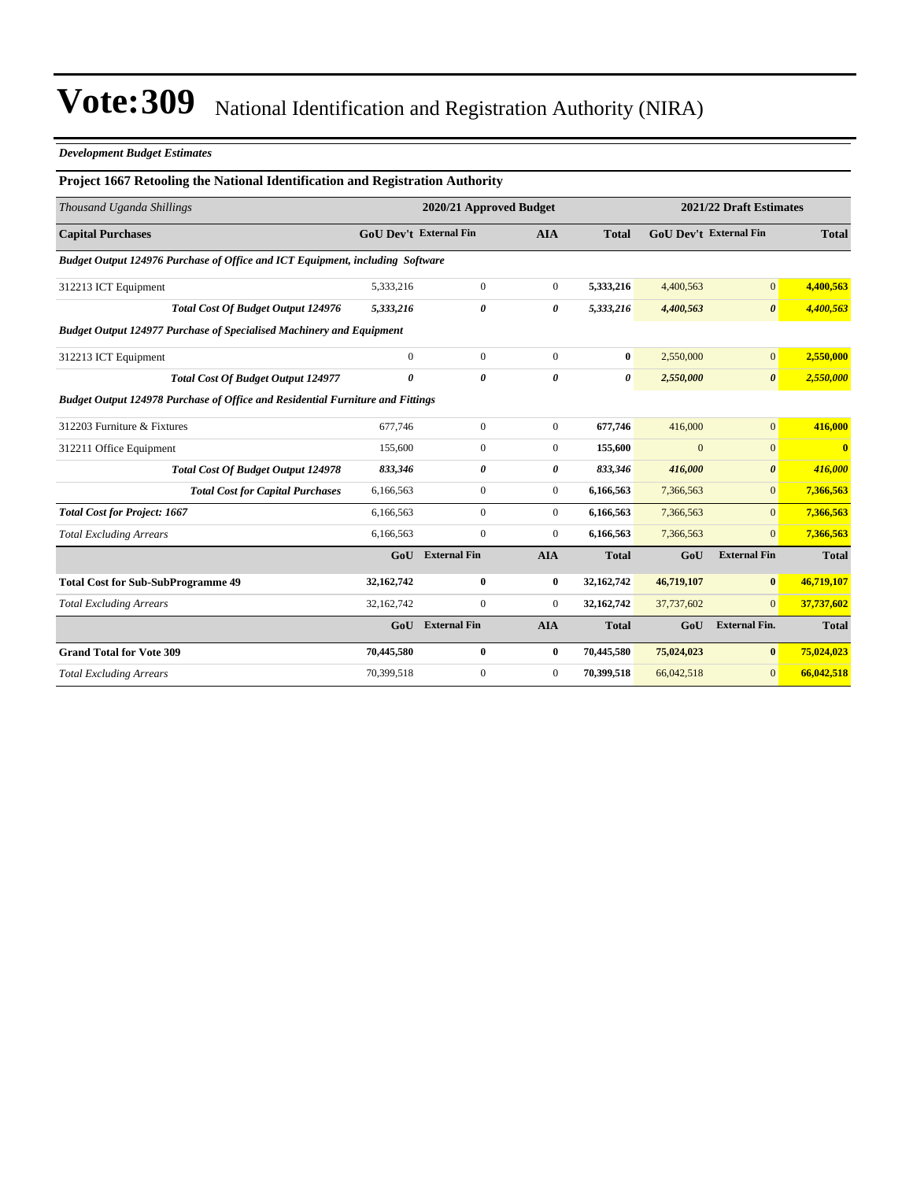# Vote:309 National Identification and Registration Authority (NIRA)

***Development Budget Estimates***

### Project 1667 Retooling the National Identification and Registration Authority

| *Thousand Uganda Shillings* | 2020/21 Approved Budget | | | | 2021/22 Draft Estimates | | |
|---|---|---|---|---|---|---|---|
| **Capital Purchases** | **GoU Dev't** | **External Fin** | **AIA** | **Total** | **GoU Dev't** | **External Fin** | **Total** |
| ***Budget Output 124976 Purchase of Office and ICT Equipment, including Software*** | | | | | | | |
| 312213 ICT Equipment | 5,333,216 | 0 | 0 | **5,333,216** | 4,400,563 | 0 | **4,400,563** |
| ***Total Cost Of Budget Output 124976*** | ***5,333,216*** | ***0*** | ***0*** | ***5,333,216*** | ***4,400,563*** | ***0*** | ***4,400,563*** |
| ***Budget Output 124977 Purchase of Specialised Machinery and Equipment*** | | | | | | | |
| 312213 ICT Equipment | 0 | 0 | 0 | **0** | 2,550,000 | 0 | **2,550,000** |
| ***Total Cost Of Budget Output 124977*** | ***0*** | ***0*** | ***0*** | ***0*** | ***2,550,000*** | ***0*** | ***2,550,000*** |
| ***Budget Output 124978 Purchase of Office and Residential Furniture and Fittings*** | | | | | | | |
| 312203 Furniture & Fixtures | 677,746 | 0 | 0 | **677,746** | 416,000 | 0 | **416,000** |
| 312211 Office Equipment | 155,600 | 0 | 0 | **155,600** | 0 | 0 | **0** |
| ***Total Cost Of Budget Output 124978*** | ***833,346*** | ***0*** | ***0*** | ***833,346*** | ***416,000*** | ***0*** | ***416,000*** |
| ***Total Cost for Capital Purchases*** | 6,166,563 | 0 | 0 | **6,166,563** | 7,366,563 | 0 | **7,366,563** |
| ***Total Cost for Project: 1667*** | 6,166,563 | 0 | 0 | **6,166,563** | 7,366,563 | 0 | **7,366,563** |
| *Total Excluding Arrears* | 6,166,563 | 0 | 0 | **6,166,563** | 7,366,563 | 0 | **7,366,563** |
| | **GoU** | **External Fin** | **AIA** | **Total** | **GoU** | **External Fin** | **Total** |
| **Total Cost for Sub-SubProgramme 49** | **32,162,742** | **0** | **0** | **32,162,742** | **46,719,107** | **0** | **46,719,107** |
| *Total Excluding Arrears* | 32,162,742 | 0 | 0 | **32,162,742** | 37,737,602 | 0 | **37,737,602** |
| | **GoU** | **External Fin** | **AIA** | **Total** | **GoU** | **External Fin.** | **Total** |
| **Grand Total for Vote 309** | **70,445,580** | **0** | **0** | **70,445,580** | **75,024,023** | **0** | **75,024,023** |
| *Total Excluding Arrears* | 70,399,518 | 0 | 0 | **70,399,518** | 66,042,518 | 0 | **66,042,518** |